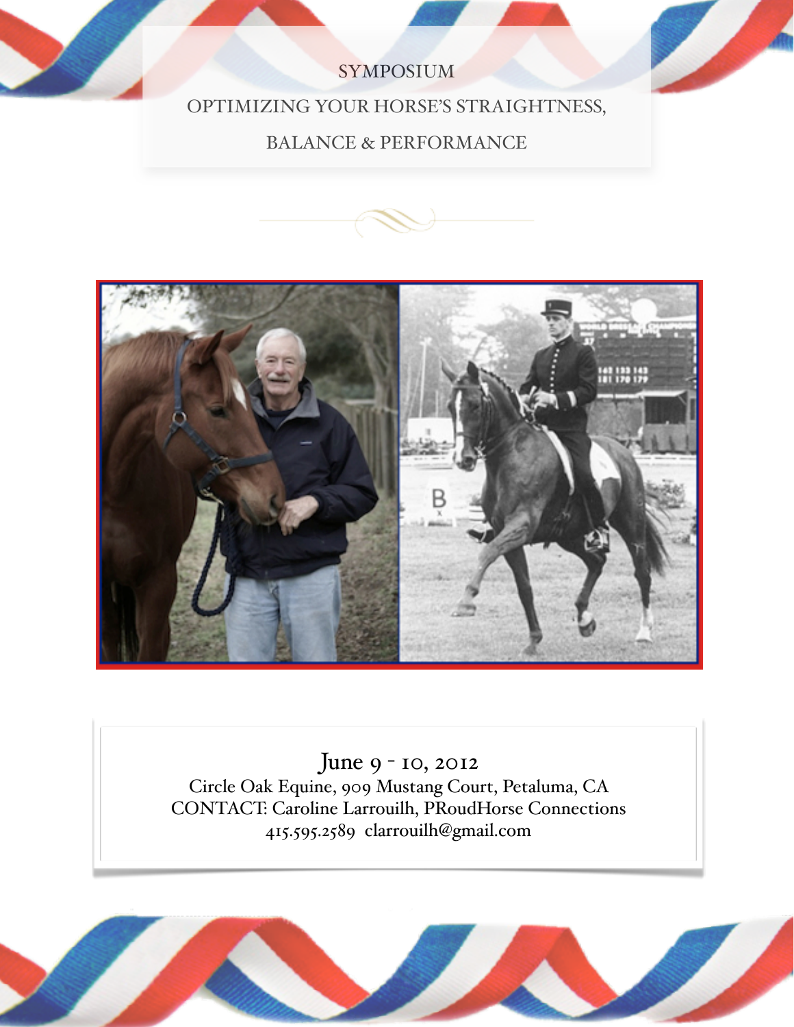# SYMPOSIUM

## OPTIMIZING YOUR HORSE'S STRAIGHTNESS, BALANCE & PERFORMANCE

June 9 - 10, 2012

Circle Oak Equine, 909 Mustang Court, Petaluma, CA

CONTACT: Caroline Larrouilh, PRoudHorse Connections

415.595.2589 clarrouilh@gmail.com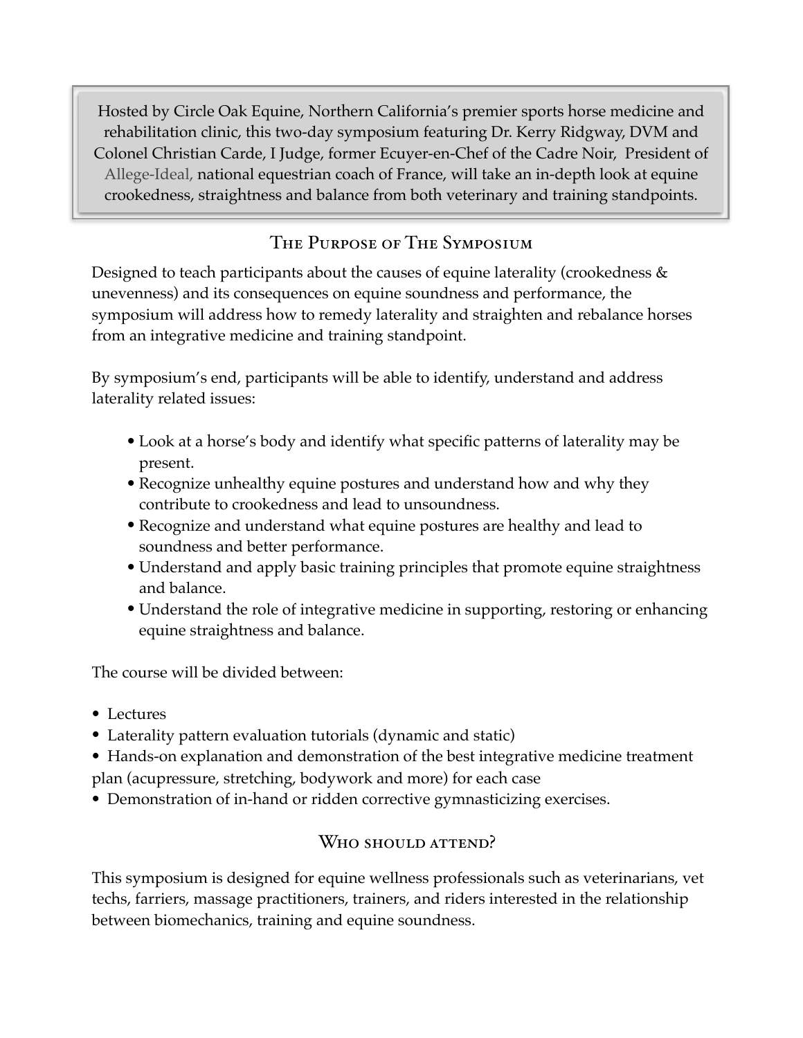Hosted by Circle Oak Equine, Northern California's premier sports horse medicine and rehabilitation clinic, this two-day symposium featuring Dr. Kerry Ridgway, DVM and Colonel Christian Carde, I Judge, former Ecuyer-en-Chef of the Cadre Noir, President of Allege-Ideal, national equestrian coach of France, will take an in-depth look at equine crookedness, straightness and balance from both veterinary and training standpoints.

## The Purpose of The Symposium

Designed to teach participants about the causes of equine laterality (crookedness & unevenness) and its consequences on equine soundness and performance, the symposium will address how to remedy laterality and straighten and rebalance horses from an integrative medicine and training standpoint.

By symposium's end, participants will be able to identify, understand and address laterality related issues:

- Look at a horse's body and identify what specific patterns of laterality may be present.
- Recognize unhealthy equine postures and understand how and why they contribute to crookedness and lead to unsoundness.
- Recognize and understand what equine postures are healthy and lead to soundness and better performance.
- Understand and apply basic training principles that promote equine straightness and balance.
- Understand the role of integrative medicine in supporting, restoring or enhancing equine straightness and balance.

The course will be divided between:

- Lectures
- Laterality pattern evaluation tutorials (dynamic and static)
- Hands-on explanation and demonstration of the best integrative medicine treatment plan (acupressure, stretching, bodywork and more) for each case
- Demonstration of in-hand or ridden corrective gymnasticizing exercises.

## Who should attend?

This symposium is designed for equine wellness professionals such as veterinarians, vet techs, farriers, massage practitioners, trainers, and riders interested in the relationship between biomechanics, training and equine soundness.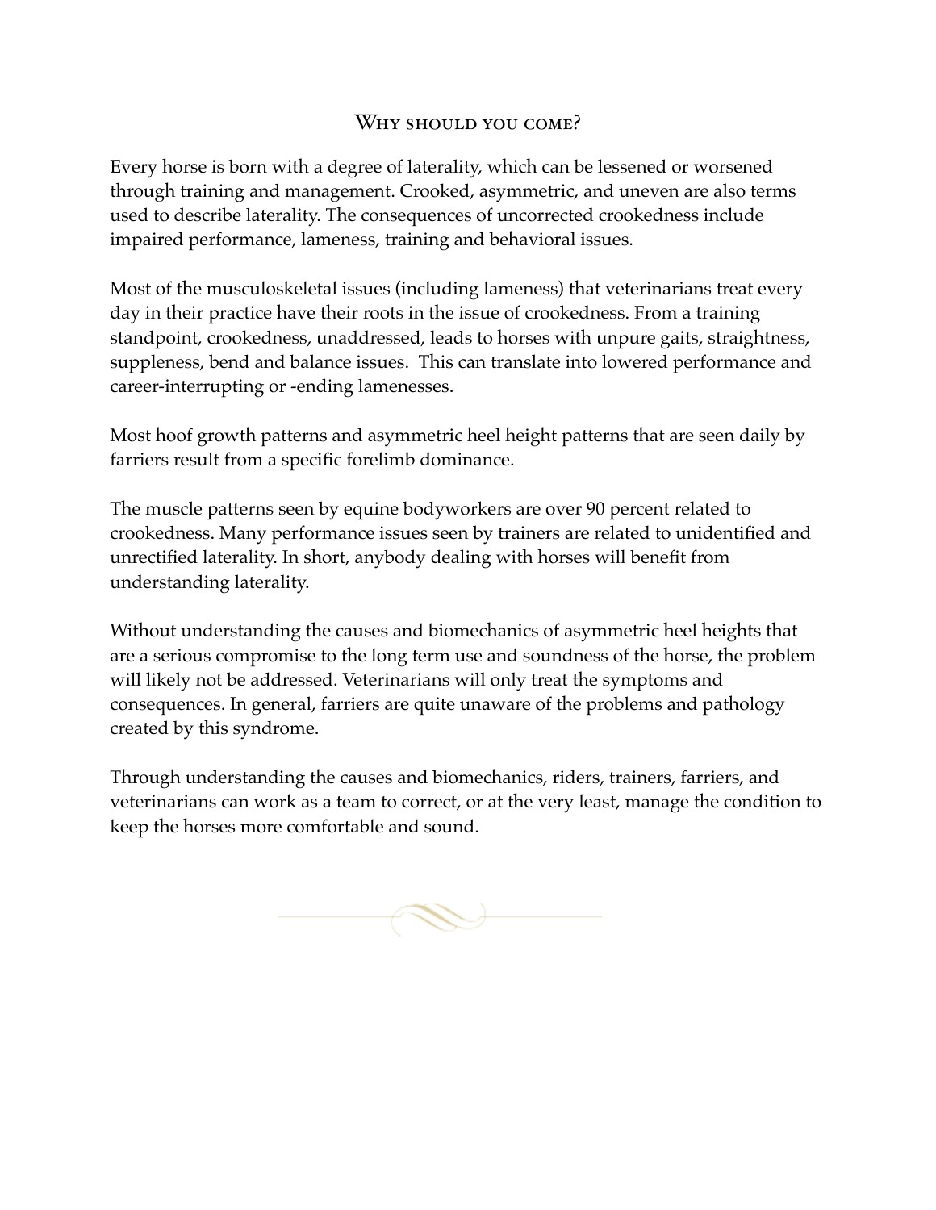## Why should you come?

Every horse is born with a degree of laterality, which can be lessened or worsened through training and management. Crooked, asymmetric, and uneven are also terms used to describe laterality. The consequences of uncorrected crookedness include impaired performance, lameness, training and behavioral issues.

Most of the musculoskeletal issues (including lameness) that veterinarians treat every day in their practice have their roots in the issue of crookedness. From a training standpoint, crookedness, unaddressed, leads to horses with unpure gaits, straightness, suppleness, bend and balance issues. This can translate into lowered performance and career-interrupting or -ending lamenesses.

Most hoof growth patterns and asymmetric heel height patterns that are seen daily by farriers result from a specific forelimb dominance.

The muscle patterns seen by equine bodyworkers are over 90 percent related to crookedness. Many performance issues seen by trainers are related to unidentified and unrectified laterality. In short, anybody dealing with horses will benefit from understanding laterality.

Without understanding the causes and biomechanics of asymmetric heel heights that are a serious compromise to the long term use and soundness of the horse, the problem will likely not be addressed. Veterinarians will only treat the symptoms and consequences. In general, farriers are quite unaware of the problems and pathology created by this syndrome.

Through understanding the causes and biomechanics, riders, trainers, farriers, and veterinarians can work as a team to correct, or at the very least, manage the condition to keep the horses more comfortable and sound.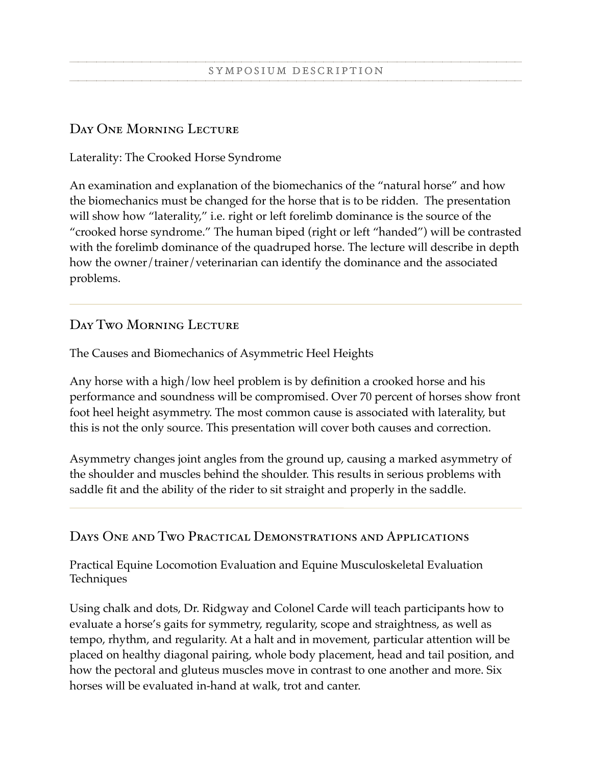# Symposium Description

## Day One Morning Lecture

Laterality: The Crooked Horse Syndrome

An examination and explanation of the biomechanics of the "natural horse" and how the biomechanics must be changed for the horse that is to be ridden. The presentation will show how "laterality," i.e. right or left forelimb dominance is the source of the "crooked horse syndrome." The human biped (right or left "handed") will be contrasted with the forelimb dominance of the quadruped horse. The lecture will describe in depth how the owner/trainer/veterinarian can identify the dominance and the associated problems.

## Day Two Morning Lecture

The Causes and Biomechanics of Asymmetric Heel Heights

Any horse with a high/low heel problem is by definition a crooked horse and his performance and soundness will be compromised. Over 70 percent of horses show front foot heel height asymmetry. The most common cause is associated with laterality, but this is not the only source. This presentation will cover both causes and correction.

Asymmetry changes joint angles from the ground up, causing a marked asymmetry of the shoulder and muscles behind the shoulder. This results in serious problems with saddle fit and the ability of the rider to sit straight and properly in the saddle.

## Days One and Two Practical Demonstrations and Applications

Practical Equine Locomotion Evaluation and Equine Musculoskeletal Evaluation Techniques

Using chalk and dots, Dr. Ridgway and Colonel Carde will teach participants how to evaluate a horse's gaits for symmetry, regularity, scope and straightness, as well as tempo, rhythm, and regularity. At a halt and in movement, particular attention will be placed on healthy diagonal pairing, whole body placement, head and tail position, and how the pectoral and gluteus muscles move in contrast to one another and more. Six horses will be evaluated in-hand at walk, trot and canter.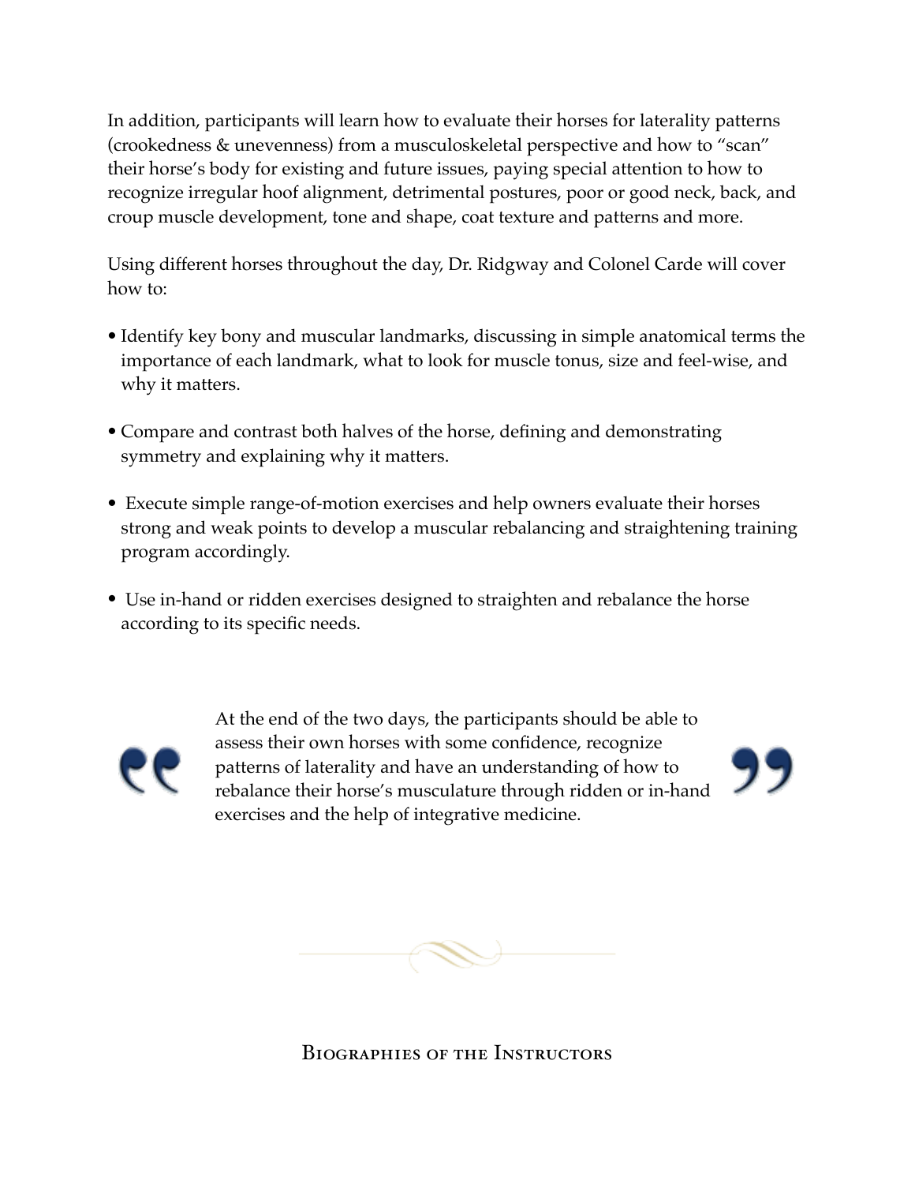In addition, participants will learn how to evaluate their horses for laterality patterns (crookedness & unevenness) from a musculoskeletal perspective and how to "scan" their horse's body for existing and future issues, paying special attention to how to recognize irregular hoof alignment, detrimental postures, poor or good neck, back, and croup muscle development, tone and shape, coat texture and patterns and more.

Using different horses throughout the day, Dr. Ridgway and Colonel Carde will cover how to:

- Identify key bony and muscular landmarks, discussing in simple anatomical terms the importance of each landmark, what to look for muscle tonus, size and feel-wise, and why it matters.
- Compare and contrast both halves of the horse, defining and demonstrating symmetry and explaining why it matters.
- Execute simple range-of-motion exercises and help owners evaluate their horses strong and weak points to develop a muscular rebalancing and straightening training program accordingly.
- Use in-hand or ridden exercises designed to straighten and rebalance the horse according to its specific needs.

> At the end of the two days, the participants should be able to assess their own horses with some confidence, recognize patterns of laterality and have an understanding of how to rebalance their horse's musculature through ridden or in-hand exercises and the help of integrative medicine.

## Biographies of the Instructors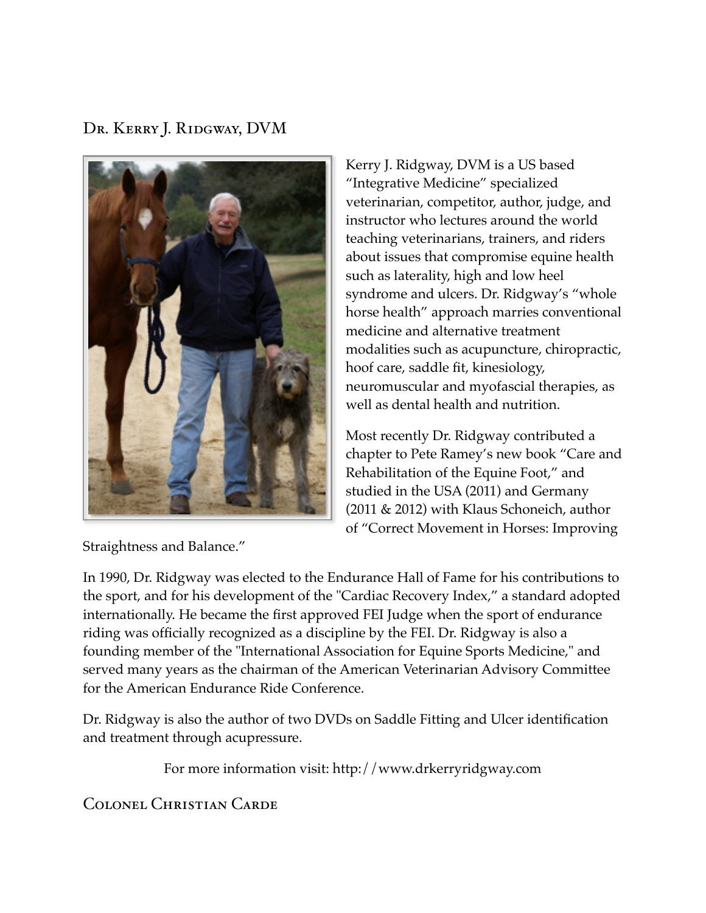## Dr. Kerry J. Ridgway, DVM

Kerry J. Ridgway, DVM is a US based "Integrative Medicine" specialized veterinarian, competitor, author, judge, and instructor who lectures around the world teaching veterinarians, trainers, and riders about issues that compromise equine health such as laterality, high and low heel syndrome and ulcers. Dr. Ridgway's "whole horse health" approach marries conventional medicine and alternative treatment modalities such as acupuncture, chiropractic, hoof care, saddle fit, kinesiology, neuromuscular and myofascial therapies, as well as dental health and nutrition.

Most recently Dr. Ridgway contributed a chapter to Pete Ramey's new book "Care and Rehabilitation of the Equine Foot," and studied in the USA (2011) and Germany (2011 & 2012) with Klaus Schoneich, author of "Correct Movement in Horses: Improving Straightness and Balance."

In 1990, Dr. Ridgway was elected to the Endurance Hall of Fame for his contributions to the sport, and for his development of the "Cardiac Recovery Index," a standard adopted internationally. He became the first approved FEI Judge when the sport of endurance riding was officially recognized as a discipline by the FEI. Dr. Ridgway is also a founding member of the "International Association for Equine Sports Medicine," and served many years as the chairman of the American Veterinarian Advisory Committee for the American Endurance Ride Conference.

Dr. Ridgway is also the author of two DVDs on Saddle Fitting and Ulcer identification and treatment through acupressure.

For more information visit: http://www.drkerryridgway.com

## Colonel Christian Carde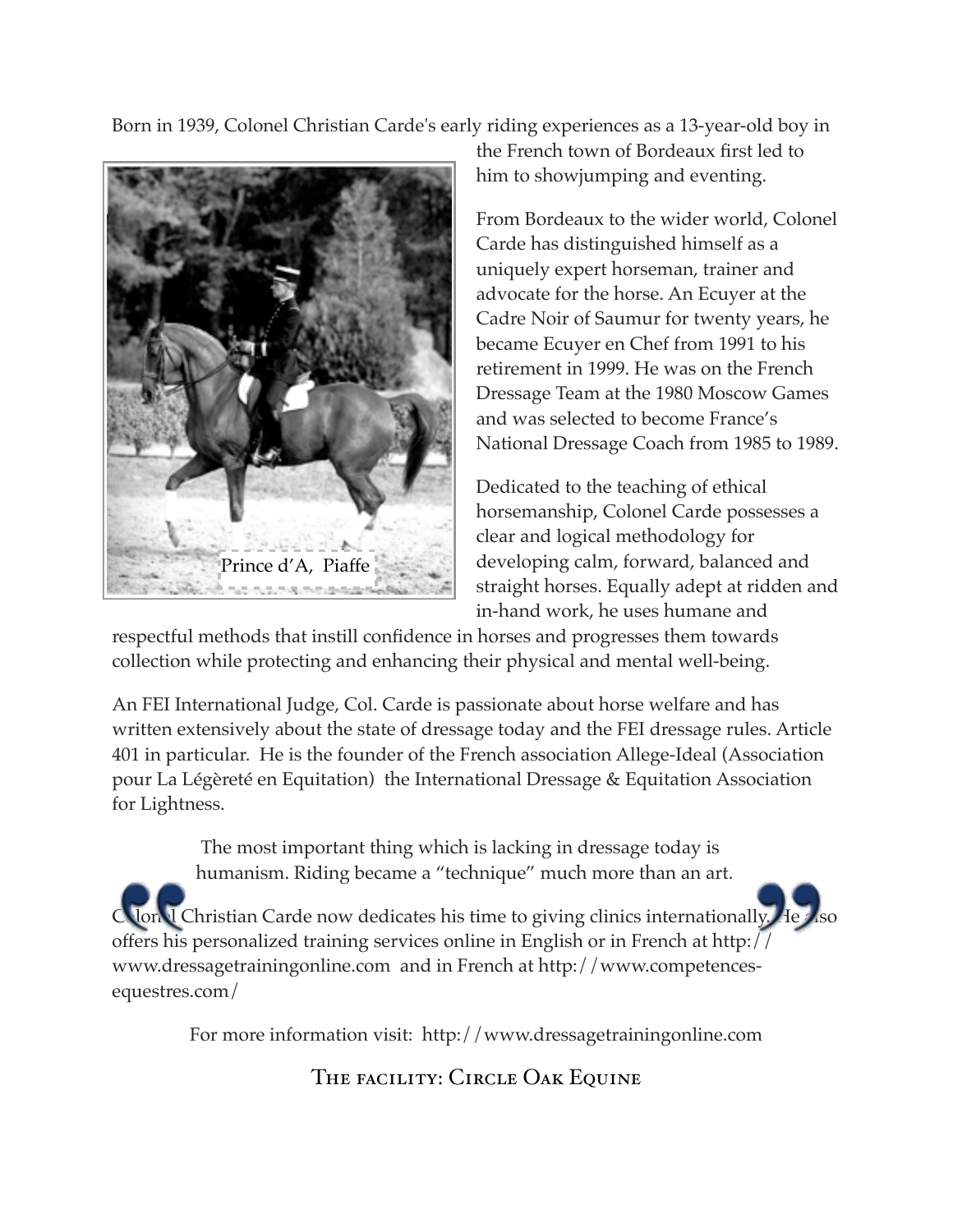Born in 1939, Colonel Christian Carde's early riding experiences as a 13-year-old boy in the French town of Bordeaux first led to him to showjumping and eventing.

Prince d'A, Piaffe

From Bordeaux to the wider world, Colonel Carde has distinguished himself as a uniquely expert horseman, trainer and advocate for the horse. An Ecuyer at the Cadre Noir of Saumur for twenty years, he became Ecuyer en Chef from 1991 to his retirement in 1999. He was on the French Dressage Team at the 1980 Moscow Games and was selected to become France's National Dressage Coach from 1985 to 1989.

Dedicated to the teaching of ethical horsemanship, Colonel Carde possesses a clear and logical methodology for developing calm, forward, balanced and straight horses. Equally adept at ridden and in-hand work, he uses humane and respectful methods that instill confidence in horses and progresses them towards collection while protecting and enhancing their physical and mental well-being.

An FEI International Judge, Col. Carde is passionate about horse welfare and has written extensively about the state of dressage today and the FEI dressage rules. Article 401 in particular. He is the founder of the French association Allege-Ideal (Association pour La Légèreté en Equitation) the International Dressage & Equitation Association for Lightness.

> The most important thing which is lacking in dressage today is humanism. Riding became a "technique" much more than an art.

Colonel Christian Carde now dedicates his time to giving clinics internationally. He also offers his personalized training services online in English or in French at http://www.dressagetrainingonline.com and in French at http://www.competences-equestres.com/

For more information visit: http://www.dressagetrainingonline.com

## The facility: Circle Oak Equine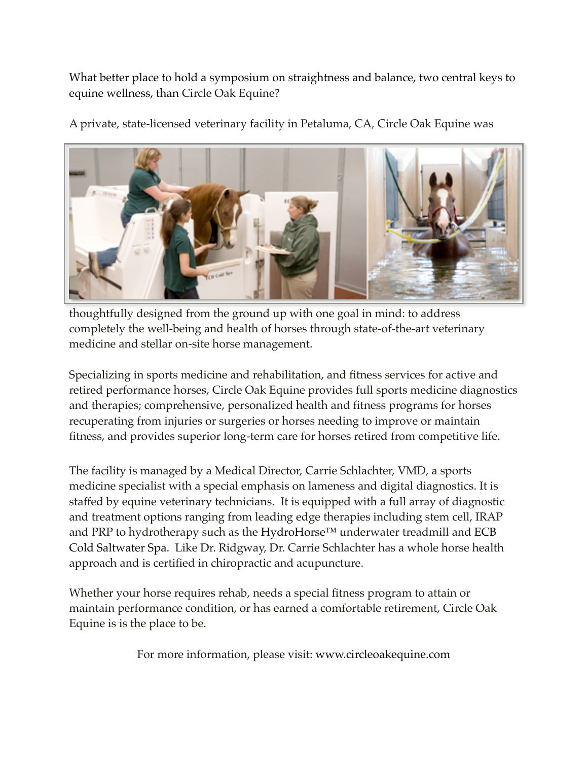What better place to hold a symposium on straightness and balance, two central keys to equine wellness, than Circle Oak Equine?

A private, state-licensed veterinary facility in Petaluma, CA, Circle Oak Equine was thoughtfully designed from the ground up with one goal in mind: to address completely the well-being and health of horses through state-of-the-art veterinary medicine and stellar on-site horse management.

Specializing in sports medicine and rehabilitation, and fitness services for active and retired performance horses, Circle Oak Equine provides full sports medicine diagnostics and therapies; comprehensive, personalized health and fitness programs for horses recuperating from injuries or surgeries or horses needing to improve or maintain fitness, and provides superior long-term care for horses retired from competitive life.

The facility is managed by a Medical Director, Carrie Schlachter, VMD, a sports medicine specialist with a special emphasis on lameness and digital diagnostics. It is staffed by equine veterinary technicians. It is equipped with a full array of diagnostic and treatment options ranging from leading edge therapies including stem cell, IRAP and PRP to hydrotherapy such as the HydroHorse™ underwater treadmill and ECB Cold Saltwater Spa. Like Dr. Ridgway, Dr. Carrie Schlachter has a whole horse health approach and is certified in chiropractic and acupuncture.

Whether your horse requires rehab, needs a special fitness program to attain or maintain performance condition, or has earned a comfortable retirement, Circle Oak Equine is is the place to be.

For more information, please visit: www.circleoakequine.com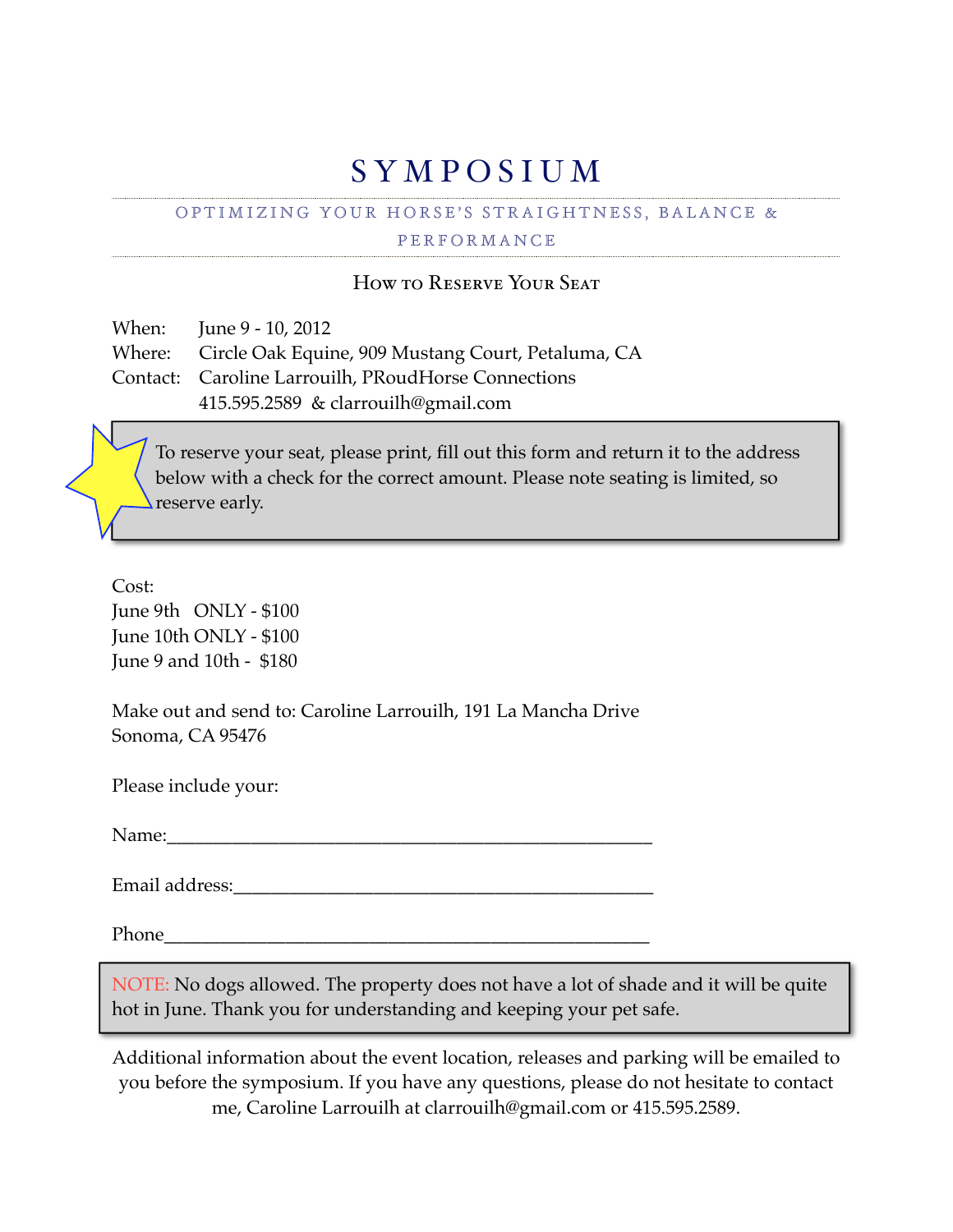# SYMPOSIUM

## OPTIMIZING YOUR HORSE'S STRAIGHTNESS, BALANCE & PERFORMANCE

### How to Reserve Your Seat

When: June 9 - 10, 2012
Where: Circle Oak Equine, 909 Mustang Court, Petaluma, CA
Contact: Caroline Larrouilh, PRoudHorse Connections
415.595.2589 & clarrouilh@gmail.com

> To reserve your seat, please print, fill out this form and return it to the address below with a check for the correct amount. Please note seating is limited, so reserve early.

Cost:
June 9th ONLY - $100
June 10th ONLY - $100
June 9 and 10th - $180

Make out and send to: Caroline Larrouilh, 191 La Mancha Drive
Sonoma, CA 95476

Please include your:

Name:_______________________________________________

Email address:_________________________________________

Phone______________________________________________

> NOTE: No dogs allowed. The property does not have a lot of shade and it will be quite hot in June. Thank you for understanding and keeping your pet safe.

Additional information about the event location, releases and parking will be emailed to you before the symposium. If you have any questions, please do not hesitate to contact me, Caroline Larrouilh at clarrouilh@gmail.com or 415.595.2589.